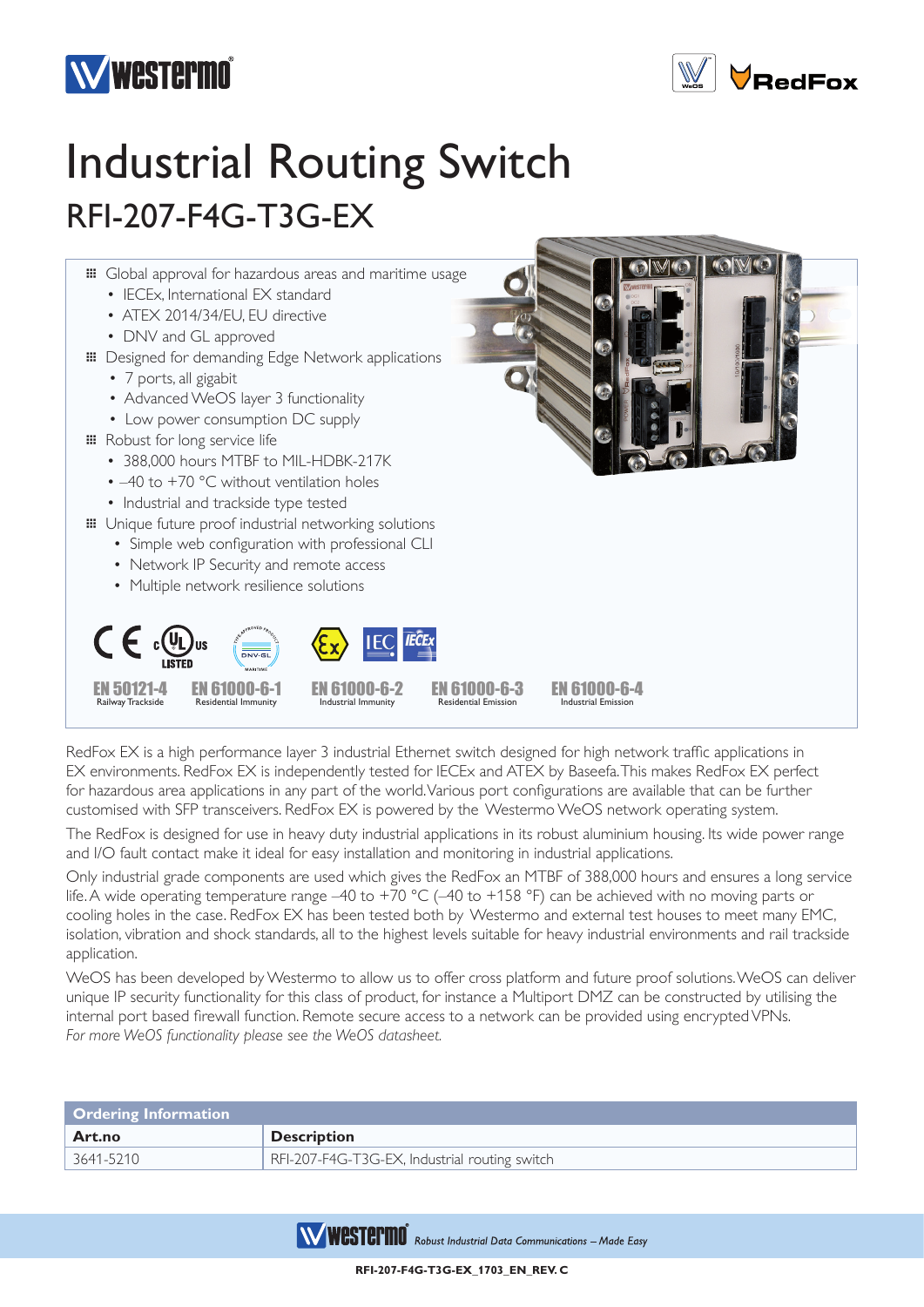# Industrial Routing Switch

## RFI-207-F4G-T3G-EX

- Global approval for hazardous areas and maritime usage
  - IECEx, International EX standard
  - ATEX 2014/34/EU, EU directive
  - DNV and GL approved
- Designed for demanding Edge Network applications
  - 7 ports, all gigabit
  - Advanced WeOS layer 3 functionality
  - Low power consumption DC supply
- Robust for long service life
  - 388,000 hours MTBF to MIL-HDBK-217K
  - –40 to +70 °C without ventilation holes
  - Industrial and trackside type tested
- Unique future proof industrial networking solutions
  - Simple web configuration with professional CLI
  - Network IP Security and remote access
  - Multiple network resilience solutions

**EN 50121-4** Railway Trackside | **EN 61000-6-1** Residential Immunity | **EN 61000-6-2** Industrial Immunity | **EN 61000-6-3** Residential Emission | **EN 61000-6-4** Industrial Emission

RedFox EX is a high performance layer 3 industrial Ethernet switch designed for high network traffic applications in EX environments. RedFox EX is independently tested for IECEx and ATEX by Baseefa. This makes RedFox EX perfect for hazardous area applications in any part of the world. Various port configurations are available that can be further customised with SFP transceivers. RedFox EX is powered by the Westermo WeOS network operating system.

The RedFox is designed for use in heavy duty industrial applications in its robust aluminium housing. Its wide power range and I/O fault contact make it ideal for easy installation and monitoring in industrial applications.

Only industrial grade components are used which gives the RedFox an MTBF of 388,000 hours and ensures a long service life. A wide operating temperature range –40 to +70 °C (–40 to +158 °F) can be achieved with no moving parts or cooling holes in the case. RedFox EX has been tested both by Westermo and external test houses to meet many EMC, isolation, vibration and shock standards, all to the highest levels suitable for heavy industrial environments and rail trackside application.

WeOS has been developed by Westermo to allow us to offer cross platform and future proof solutions. WeOS can deliver unique IP security functionality for this class of product, for instance a Multiport DMZ can be constructed by utilising the internal port based firewall function. Remote secure access to a network can be provided using encrypted VPNs.
*For more WeOS functionality please see the WeOS datasheet.*

| Ordering Information | |
|---|---|
| **Art.no** | **Description** |
| 3641-5210 | RFI-207-F4G-T3G-EX, Industrial routing switch |

*Robust Industrial Data Communications – Made Easy*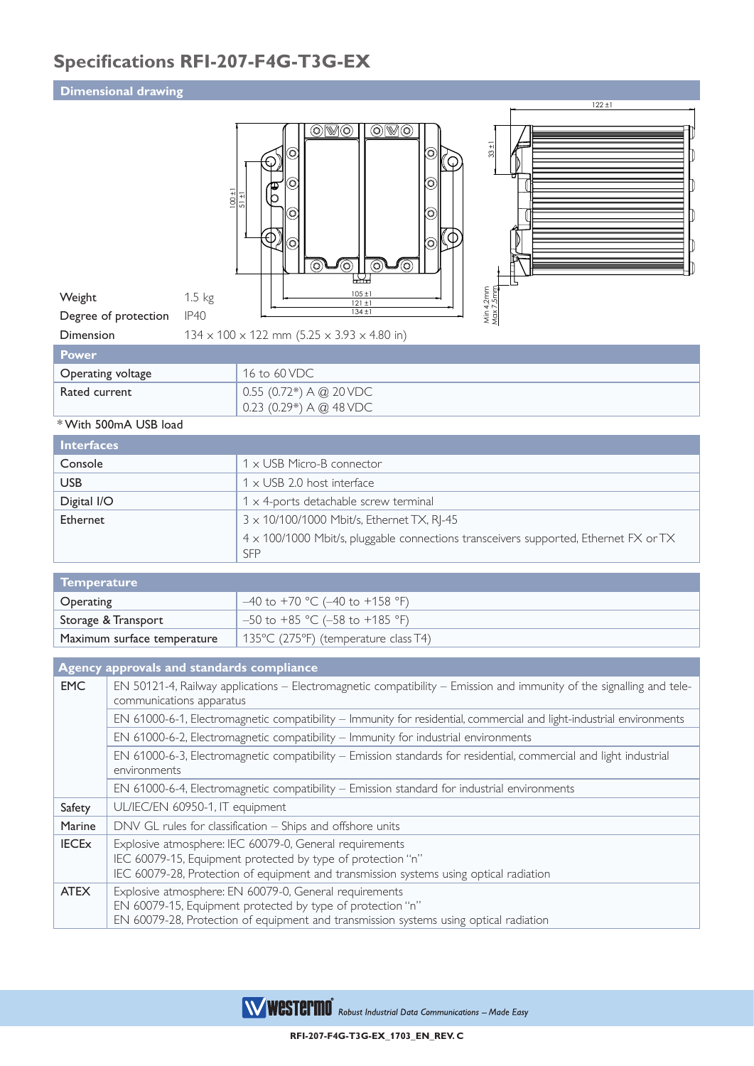## Specifications RFI-207-F4G-T3G-EX

### Dimensional drawing

122 ±1

33 ±1

100 ±1

51 ±1

105 ±1

121 ±1

134 ±1

Min 4.2mm
Max 7.5mm

| | |
|---|---|
| Weight | 1.5 kg |
| Degree of protection | IP40 |
| Dimension | 134 x 100 x 122 mm (5.25 x 3.93 x 4.80 in) |

| Power | |
|---|---|
| Operating voltage | 16 to 60 VDC |
| Rated current | 0.55 (0.72*) A @ 20 VDC<br>0.23 (0.29*) A @ 48 VDC |

* With 500mA USB load

| Interfaces | |
|---|---|
| Console | 1 x USB Micro-B connector |
| USB | 1 x USB 2.0 host interface |
| Digital I/O | 1 x 4-ports detachable screw terminal |
| Ethernet | 3 x 10/100/1000 Mbit/s, Ethernet TX, RJ-45<br>4 x 100/1000 Mbit/s, pluggable connections transceivers supported, Ethernet FX or TX SFP |

| Temperature | |
|---|---|
| Operating | –40 to +70 °C (–40 to +158 °F) |
| Storage & Transport | –50 to +85 °C (–58 to +185 °F) |
| Maximum surface temperature | 135°C (275°F) (temperature class T4) |

| Agency approvals and standards compliance | |
|---|---|
| EMC | EN 50121-4, Railway applications – Electromagnetic compatibility – Emission and immunity of the signalling and tele-communications apparatus |
| | EN 61000-6-1, Electromagnetic compatibility – Immunity for residential, commercial and light-industrial environments |
| | EN 61000-6-2, Electromagnetic compatibility – Immunity for industrial environments |
| | EN 61000-6-3, Electromagnetic compatibility – Emission standards for residential, commercial and light industrial environments |
| | EN 61000-6-4, Electromagnetic compatibility – Emission standard for industrial environments |
| Safety | UL/IEC/EN 60950-1, IT equipment |
| Marine | DNV GL rules for classification – Ships and offshore units |
| IECEx | Explosive atmosphere: IEC 60079-0, General requirements<br>IEC 60079-15, Equipment protected by type of protection "n"<br>IEC 60079-28, Protection of equipment and transmission systems using optical radiation |
| ATEX | Explosive atmosphere: EN 60079-0, General requirements<br>EN 60079-15, Equipment protected by type of protection "n"<br>EN 60079-28, Protection of equipment and transmission systems using optical radiation |

Westermo *Robust Industrial Data Communications – Made Easy*

**RFI-207-F4G-T3G-EX_1703_EN_REV. C**